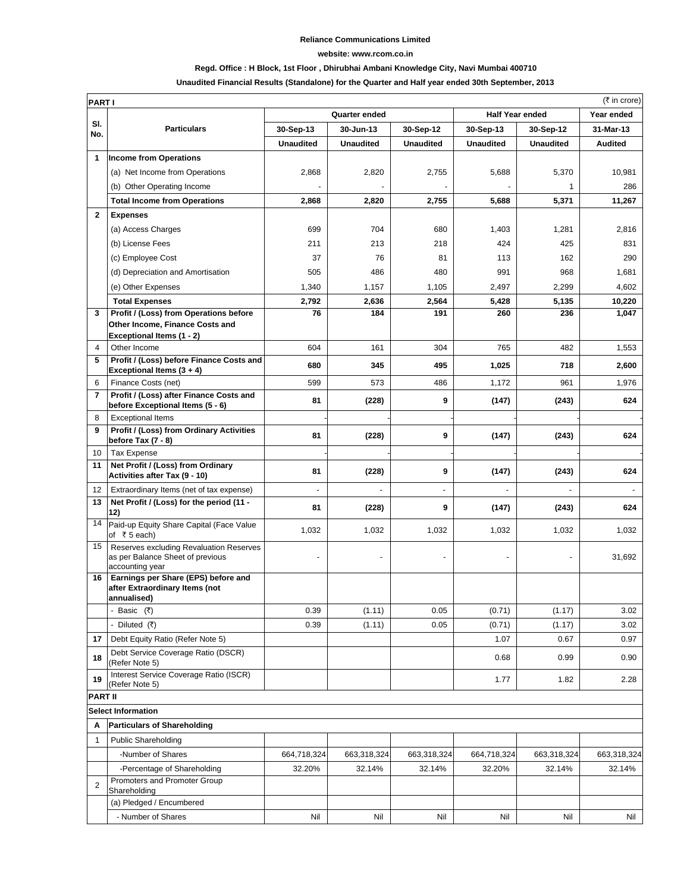**Reliance Communications Limited**

**website: www.rcom.co.in**

**Regd. Office : H Block, 1st Floor , Dhirubhai Ambani Knowledge City, Navi Mumbai 400710**

**Unaudited Financial Results (Standalone) for the Quarter and Half year ended 30th September, 2013**

| **PART I** | | | | | | | (₹ in crore) |
|---|---|---|---|---|---|---|---|
| **Sl. No.** | **Particulars** | **Quarter ended** | | | **Half Year ended** | | **Year ended** |
| | | **30-Sep-13** | **30-Jun-13** | **30-Sep-12** | **30-Sep-13** | **30-Sep-12** | **31-Mar-13** |
| | | **Unaudited** | **Unaudited** | **Unaudited** | **Unaudited** | **Unaudited** | **Audited** |
| **1** | **Income from Operations** | | | | | | |
| | (a) Net Income from Operations | 2,868 | 2,820 | 2,755 | 5,688 | 5,370 | 10,981 |
| | (b) Other Operating Income | - | - | - | - | 1 | 286 |
| | **Total Income from Operations** | **2,868** | **2,820** | **2,755** | **5,688** | **5,371** | **11,267** |
| **2** | **Expenses** | | | | | | |
| | (a) Access Charges | 699 | 704 | 680 | 1,403 | 1,281 | 2,816 |
| | (b) License Fees | 211 | 213 | 218 | 424 | 425 | 831 |
| | (c) Employee Cost | 37 | 76 | 81 | 113 | 162 | 290 |
| | (d) Depreciation and Amortisation | 505 | 486 | 480 | 991 | 968 | 1,681 |
| | (e) Other Expenses | 1,340 | 1,157 | 1,105 | 2,497 | 2,299 | 4,602 |
| | **Total Expenses** | **2,792** | **2,636** | **2,564** | **5,428** | **5,135** | **10,220** |
| **3** | **Profit / (Loss) from Operations before Other Income, Finance Costs and Exceptional Items (1 - 2)** | **76** | **184** | **191** | **260** | **236** | **1,047** |
| 4 | Other Income | 604 | 161 | 304 | 765 | 482 | 1,553 |
| **5** | **Profit / (Loss) before Finance Costs and Exceptional Items (3 + 4)** | **680** | **345** | **495** | **1,025** | **718** | **2,600** |
| 6 | Finance Costs (net) | 599 | 573 | 486 | 1,172 | 961 | 1,976 |
| **7** | **Profit / (Loss) after Finance Costs and before Exceptional Items (5 - 6)** | **81** | **(228)** | **9** | **(147)** | **(243)** | **624** |
| 8 | Exceptional Items | - | - | - | - | - | - |
| **9** | **Profit / (Loss) from Ordinary Activities before Tax (7 - 8)** | **81** | **(228)** | **9** | **(147)** | **(243)** | **624** |
| 10 | Tax Expense | - | - | - | - | - | - |
| **11** | **Net Profit / (Loss) from Ordinary Activities after Tax (9 - 10)** | **81** | **(228)** | **9** | **(147)** | **(243)** | **624** |
| 12 | Extraordinary Items (net of tax expense) | - | - | - | - | - | - |
| **13** | **Net Profit / (Loss) for the period (11 - 12)** | **81** | **(228)** | **9** | **(147)** | **(243)** | **624** |
| 14 | Paid-up Equity Share Capital (Face Value of ₹ 5 each) | 1,032 | 1,032 | 1,032 | 1,032 | 1,032 | 1,032 |
| 15 | Reserves excluding Revaluation Reserves as per Balance Sheet of previous accounting year | - | - | - | - | - | 31,692 |
| **16** | **Earnings per Share (EPS) before and after Extraordinary Items (not annualised)** | | | | | | |
| | - Basic (₹) | 0.39 | (1.11) | 0.05 | (0.71) | (1.17) | 3.02 |
| | - Diluted (₹) | 0.39 | (1.11) | 0.05 | (0.71) | (1.17) | 3.02 |
| **17** | Debt Equity Ratio (Refer Note 5) | | | | 1.07 | 0.67 | 0.97 |
| **18** | Debt Service Coverage Ratio (DSCR) (Refer Note 5) | | | | 0.68 | 0.99 | 0.90 |
| **19** | Interest Service Coverage Ratio (ISCR) (Refer Note 5) | | | | 1.77 | 1.82 | 2.28 |
| **PART II** | | | | | | | |
| **Select Information** | | | | | | | |
| **A** | **Particulars of Shareholding** | | | | | | |
| 1 | Public Shareholding | | | | | | |
| | -Number of Shares | 664,718,324 | 663,318,324 | 663,318,324 | 664,718,324 | 663,318,324 | 663,318,324 |
| | -Percentage of Shareholding | 32.20% | 32.14% | 32.14% | 32.20% | 32.14% | 32.14% |
| 2 | Promoters and Promoter Group Shareholding | | | | | | |
| | (a) Pledged / Encumbered | | | | | | |
| | - Number of Shares | Nil | Nil | Nil | Nil | Nil | Nil |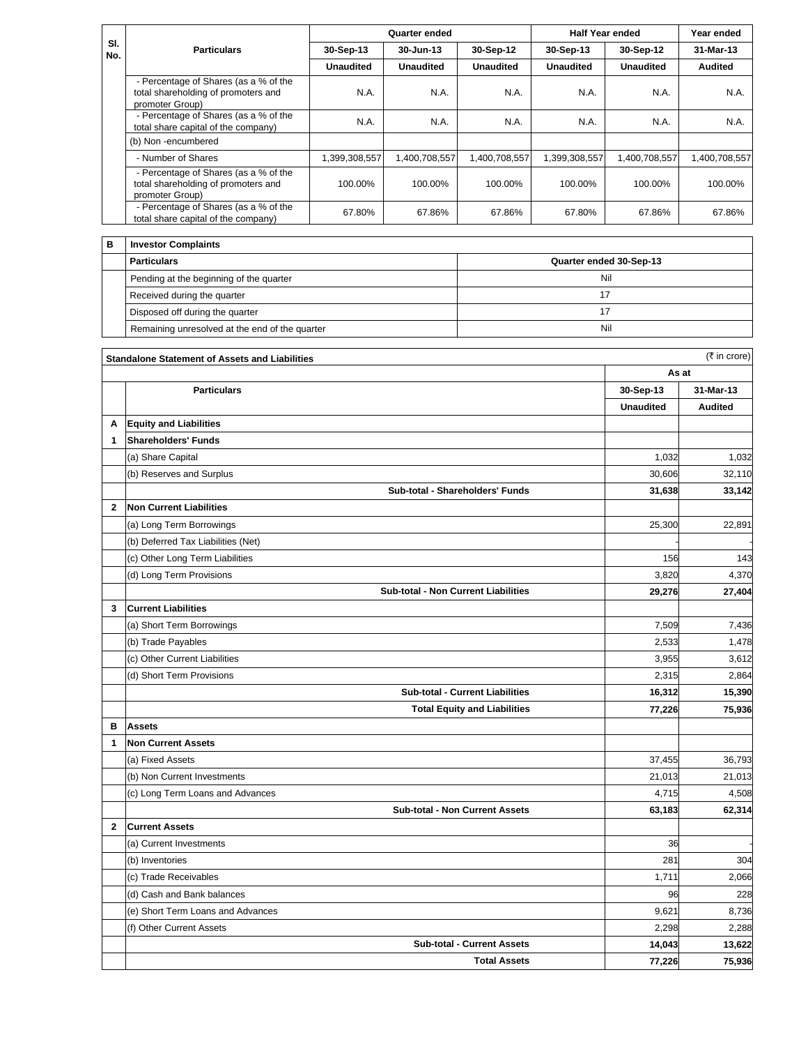| Sl. No. | Particulars | Quarter ended | | | Half Year ended | | Year ended |
|---|---|---|---|---|---|---|---|
| | | 30-Sep-13 | 30-Jun-13 | 30-Sep-12 | 30-Sep-13 | 30-Sep-12 | 31-Mar-13 |
| | | Unaudited | Unaudited | Unaudited | Unaudited | Unaudited | Audited |
| | - Percentage of Shares (as a % of the total shareholding of promoters and promoter Group) | N.A. | N.A. | N.A. | N.A. | N.A. | N.A. |
| | - Percentage of Shares (as a % of the total share capital of the company) | N.A. | N.A. | N.A. | N.A. | N.A. | N.A. |
| | (b) Non -encumbered | | | | | | |
| | - Number of Shares | 1,399,308,557 | 1,400,708,557 | 1,400,708,557 | 1,399,308,557 | 1,400,708,557 | 1,400,708,557 |
| | - Percentage of Shares (as a % of the total shareholding of promoters and promoter Group) | 100.00% | 100.00% | 100.00% | 100.00% | 100.00% | 100.00% |
| | - Percentage of Shares (as a % of the total share capital of the company) | 67.80% | 67.86% | 67.86% | 67.80% | 67.86% | 67.86% |

| B | Investor Complaints | |
|---|---|---|
| | Particulars | Quarter ended 30-Sep-13 |
| | Pending at the beginning of the quarter | Nil |
| | Received during the quarter | 17 |
| | Disposed off during the quarter | 17 |
| | Remaining unresolved at the end of the quarter | Nil |

**Standalone Statement of Assets and Liabilities** (₹ in crore)

| | Particulars | As at | |
|---|---|---|---|
| | | 30-Sep-13 | 31-Mar-13 |
| | | Unaudited | Audited |
| A | **Equity and Liabilities** | | |
| 1 | **Shareholders' Funds** | | |
| | (a) Share Capital | 1,032 | 1,032 |
| | (b) Reserves and Surplus | 30,606 | 32,110 |
| | **Sub-total - Shareholders' Funds** | **31,638** | **33,142** |
| 2 | **Non Current Liabilities** | | |
| | (a) Long Term Borrowings | 25,300 | 22,891 |
| | (b) Deferred Tax Liabilities (Net) | - | - |
| | (c) Other Long Term Liabilities | 156 | 143 |
| | (d) Long Term Provisions | 3,820 | 4,370 |
| | **Sub-total - Non Current Liabilities** | **29,276** | **27,404** |
| 3 | **Current Liabilities** | | |
| | (a) Short Term Borrowings | 7,509 | 7,436 |
| | (b) Trade Payables | 2,533 | 1,478 |
| | (c) Other Current Liabilities | 3,955 | 3,612 |
| | (d) Short Term Provisions | 2,315 | 2,864 |
| | **Sub-total - Current Liabilities** | **16,312** | **15,390** |
| | **Total Equity and Liabilities** | **77,226** | **75,936** |
| B | **Assets** | | |
| 1 | **Non Current Assets** | | |
| | (a) Fixed Assets | 37,455 | 36,793 |
| | (b) Non Current Investments | 21,013 | 21,013 |
| | (c) Long Term Loans and Advances | 4,715 | 4,508 |
| | **Sub-total - Non Current Assets** | **63,183** | **62,314** |
| 2 | **Current Assets** | | |
| | (a) Current Investments | 36 | - |
| | (b) Inventories | 281 | 304 |
| | (c) Trade Receivables | 1,711 | 2,066 |
| | (d) Cash and Bank balances | 96 | 228 |
| | (e) Short Term Loans and Advances | 9,621 | 8,736 |
| | (f) Other Current Assets | 2,298 | 2,288 |
| | **Sub-total - Current Assets** | **14,043** | **13,622** |
| | **Total Assets** | **77,226** | **75,936** |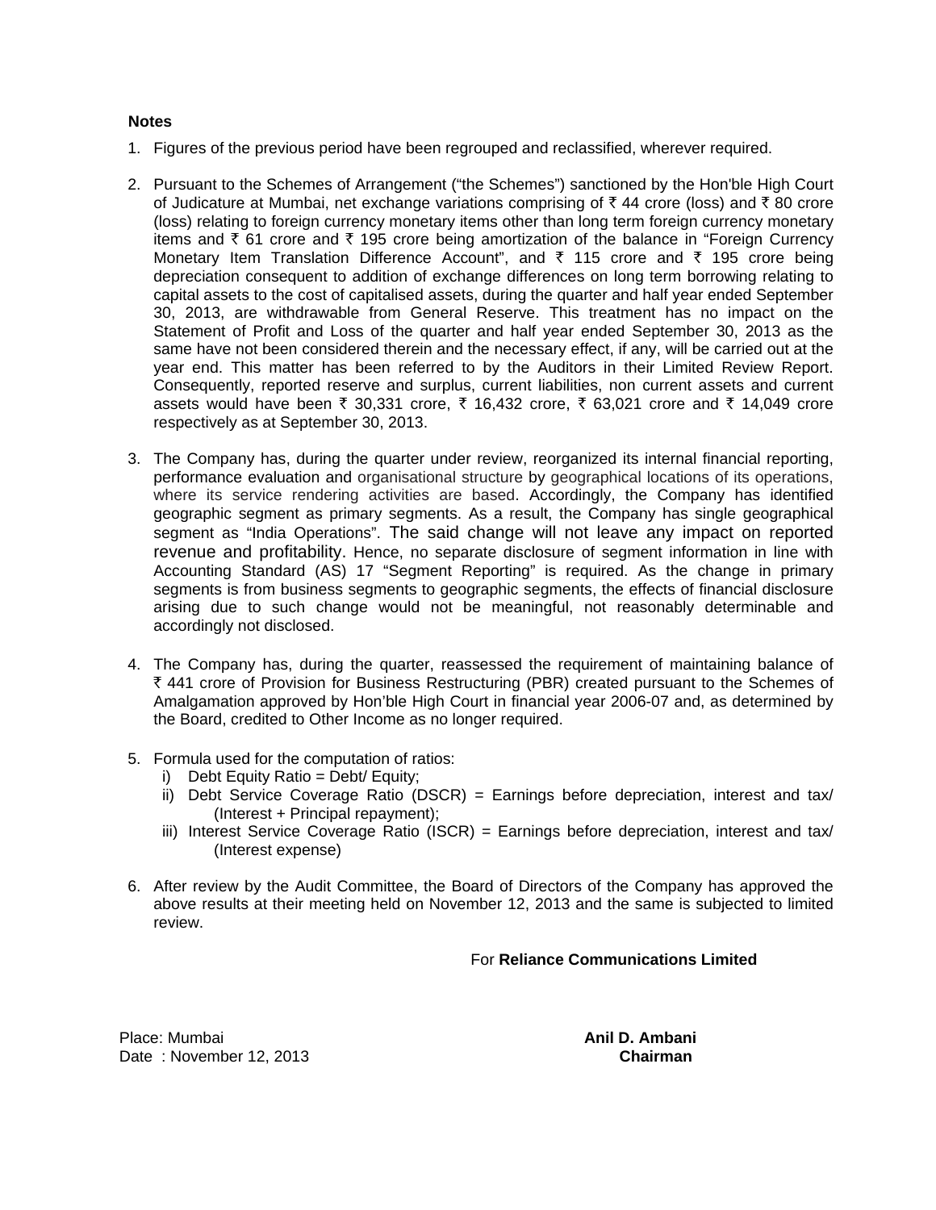**Notes**

1. Figures of the previous period have been regrouped and reclassified, wherever required.

2. Pursuant to the Schemes of Arrangement ("the Schemes") sanctioned by the Hon'ble High Court of Judicature at Mumbai, net exchange variations comprising of ₹ 44 crore (loss) and ₹ 80 crore (loss) relating to foreign currency monetary items other than long term foreign currency monetary items and ₹ 61 crore and ₹ 195 crore being amortization of the balance in "Foreign Currency Monetary Item Translation Difference Account", and ₹ 115 crore and ₹ 195 crore being depreciation consequent to addition of exchange differences on long term borrowing relating to capital assets to the cost of capitalised assets, during the quarter and half year ended September 30, 2013, are withdrawable from General Reserve. This treatment has no impact on the Statement of Profit and Loss of the quarter and half year ended September 30, 2013 as the same have not been considered therein and the necessary effect, if any, will be carried out at the year end. This matter has been referred to by the Auditors in their Limited Review Report. Consequently, reported reserve and surplus, current liabilities, non current assets and current assets would have been ₹ 30,331 crore, ₹ 16,432 crore, ₹ 63,021 crore and ₹ 14,049 crore respectively as at September 30, 2013.

3. The Company has, during the quarter under review, reorganized its internal financial reporting, performance evaluation and organisational structure by geographical locations of its operations, where its service rendering activities are based. Accordingly, the Company has identified geographic segment as primary segments. As a result, the Company has single geographical segment as "India Operations". The said change will not leave any impact on reported revenue and profitability. Hence, no separate disclosure of segment information in line with Accounting Standard (AS) 17 "Segment Reporting" is required. As the change in primary segments is from business segments to geographic segments, the effects of financial disclosure arising due to such change would not be meaningful, not reasonably determinable and accordingly not disclosed.

4. The Company has, during the quarter, reassessed the requirement of maintaining balance of ₹ 441 crore of Provision for Business Restructuring (PBR) created pursuant to the Schemes of Amalgamation approved by Hon'ble High Court in financial year 2006-07 and, as determined by the Board, credited to Other Income as no longer required.

5. Formula used for the computation of ratios:
   i) Debt Equity Ratio = Debt/ Equity;
   ii) Debt Service Coverage Ratio (DSCR) = Earnings before depreciation, interest and tax/ (Interest + Principal repayment);
   iii) Interest Service Coverage Ratio (ISCR) = Earnings before depreciation, interest and tax/ (Interest expense)

6. After review by the Audit Committee, the Board of Directors of the Company has approved the above results at their meeting held on November 12, 2013 and the same is subjected to limited review.

For **Reliance Communications Limited**

Place: Mumbai
Date : November 12, 2013

**Anil D. Ambani**
**Chairman**